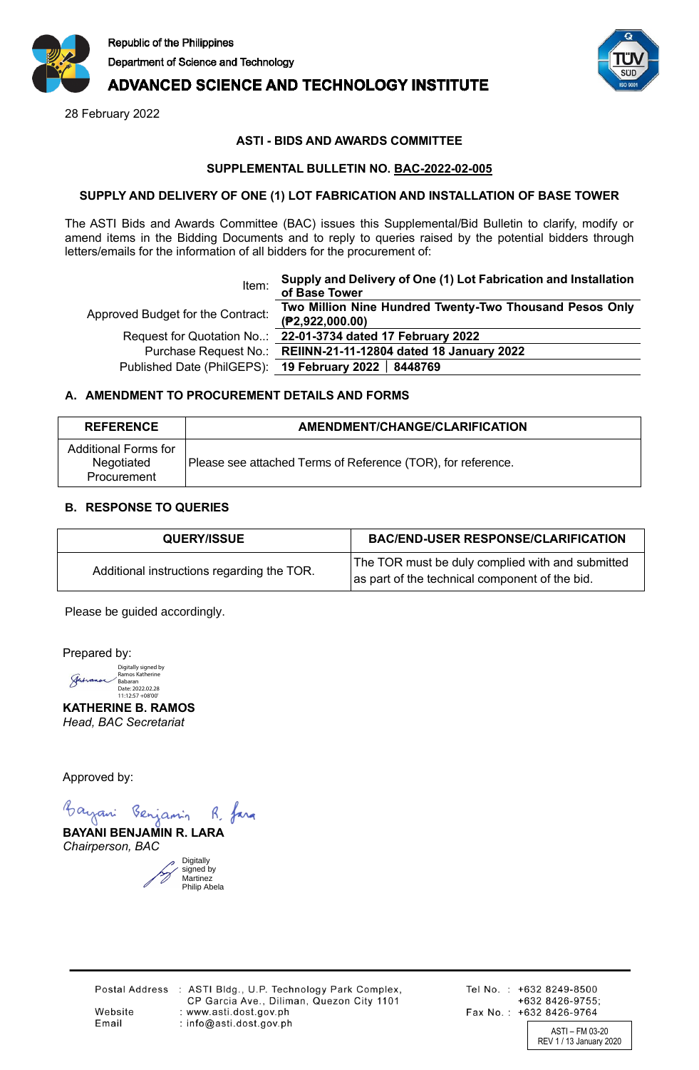Republic of the Philippines
Department of Science and Technology
**ADVANCED SCIENCE AND TECHNOLOGY INSTITUTE**

28 February 2022

**ASTI - BIDS AND AWARDS COMMITTEE**

**SUPPLEMENTAL BULLETIN NO. BAC-2022-02-005**

**SUPPLY AND DELIVERY OF ONE (1) LOT FABRICATION AND INSTALLATION OF BASE TOWER**

The ASTI Bids and Awards Committee (BAC) issues this Supplemental/Bid Bulletin to clarify, modify or amend items in the Bidding Documents and to reply to queries raised by the potential bidders through letters/emails for the information of all bidders for the procurement of:

| | |
|---|---|
| Item: | **Supply and Delivery of One (1) Lot Fabrication and Installation of Base Tower** |
| Approved Budget for the Contract: | **Two Million Nine Hundred Twenty-Two Thousand Pesos Only (₱2,922,000.00)** |
| Request for Quotation No..: | **22-01-3734 dated 17 February 2022** |
| Purchase Request No.: | **REIINN-21-11-12804 dated 18 January 2022** |
| Published Date (PhilGEPS): | **19 February 2022 │ 8448769** |

### A. AMENDMENT TO PROCUREMENT DETAILS AND FORMS

| REFERENCE | AMENDMENT/CHANGE/CLARIFICATION |
|---|---|
| Additional Forms for Negotiated Procurement | Please see attached Terms of Reference (TOR), for reference. |

### B. RESPONSE TO QUERIES

| QUERY/ISSUE | BAC/END-USER RESPONSE/CLARIFICATION |
|---|---|
| Additional instructions regarding the TOR. | The TOR must be duly complied with and submitted as part of the technical component of the bid. |

Please be guided accordingly.

Prepared by:

Digitally signed by Ramos Katherine Babaran
Date: 2022.02.28 11:12:57 +08'00'

**KATHERINE B. RAMOS**
*Head, BAC Secretariat*

Approved by:

**BAYANI BENJAMIN R. LARA**
*Chairperson, BAC*

Digitally signed by Martinez Philip Abela

Postal Address : ASTI Bldg., U.P. Technology Park Complex, CP Garcia Ave., Diliman, Quezon City 1101
Website : www.asti.dost.gov.ph
Email : info@asti.dost.gov.ph

Tel No. : +632 8249-8500 +632 8426-9755;
Fax No. : +632 8426-9764

ASTI – FM 03-20
REV 1 / 13 January 2020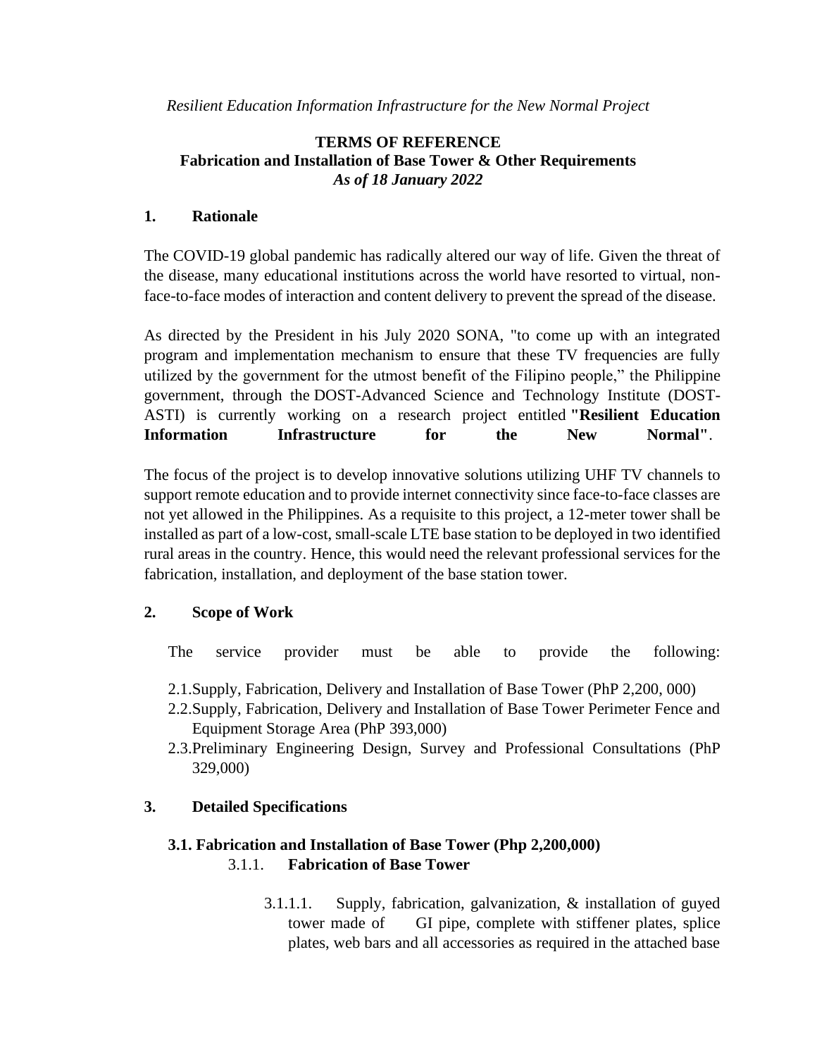*Resilient Education Information Infrastructure for the New Normal Project*

**TERMS OF REFERENCE**
**Fabrication and Installation of Base Tower & Other Requirements**
***As of 18 January 2022***

## 1. Rationale

The COVID-19 global pandemic has radically altered our way of life. Given the threat of the disease, many educational institutions across the world have resorted to virtual, non-face-to-face modes of interaction and content delivery to prevent the spread of the disease.

As directed by the President in his July 2020 SONA, "to come up with an integrated program and implementation mechanism to ensure that these TV frequencies are fully utilized by the government for the utmost benefit of the Filipino people," the Philippine government, through the DOST-Advanced Science and Technology Institute (DOST-ASTI) is currently working on a research project entitled **"Resilient Education Information Infrastructure for the New Normal"**.

The focus of the project is to develop innovative solutions utilizing UHF TV channels to support remote education and to provide internet connectivity since face-to-face classes are not yet allowed in the Philippines. As a requisite to this project, a 12-meter tower shall be installed as part of a low-cost, small-scale LTE base station to be deployed in two identified rural areas in the country. Hence, this would need the relevant professional services for the fabrication, installation, and deployment of the base station tower.

## 2. Scope of Work

The service provider must be able to provide the following:

2.1. Supply, Fabrication, Delivery and Installation of Base Tower (PhP 2,200, 000)
2.2. Supply, Fabrication, Delivery and Installation of Base Tower Perimeter Fence and Equipment Storage Area (PhP 393,000)
2.3. Preliminary Engineering Design, Survey and Professional Consultations (PhP 329,000)

## 3. Detailed Specifications

### 3.1. Fabrication and Installation of Base Tower (Php 2,200,000)

#### 3.1.1. Fabrication of Base Tower

3.1.1.1. Supply, fabrication, galvanization, & installation of guyed tower made of GI pipe, complete with stiffener plates, splice plates, web bars and all accessories as required in the attached base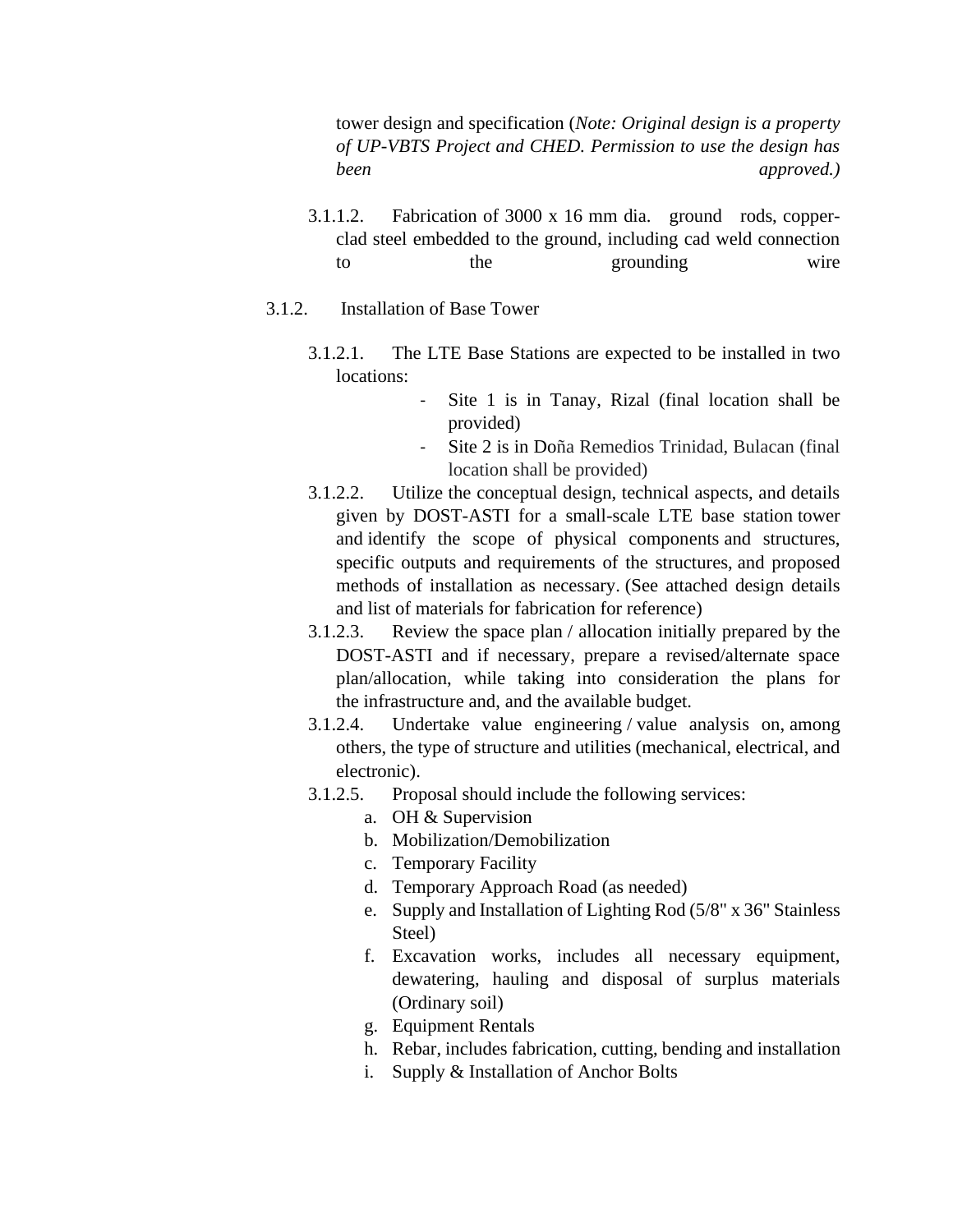tower design and specification (*Note: Original design is a property of UP-VBTS Project and CHED. Permission to use the design has been approved.)*

3.1.1.2. Fabrication of 3000 x 16 mm dia. ground rods, copper-clad steel embedded to the ground, including cad weld connection to the grounding wire

3.1.2. Installation of Base Tower

3.1.2.1. The LTE Base Stations are expected to be installed in two locations:

- Site 1 is in Tanay, Rizal (final location shall be provided)
- Site 2 is in Doña Remedios Trinidad, Bulacan (final location shall be provided)

3.1.2.2. Utilize the conceptual design, technical aspects, and details given by DOST-ASTI for a small-scale LTE base station tower and identify the scope of physical components and structures, specific outputs and requirements of the structures, and proposed methods of installation as necessary. (See attached design details and list of materials for fabrication for reference)

3.1.2.3. Review the space plan / allocation initially prepared by the DOST-ASTI and if necessary, prepare a revised/alternate space plan/allocation, while taking into consideration the plans for the infrastructure and, and the available budget.

3.1.2.4. Undertake value engineering / value analysis on, among others, the type of structure and utilities (mechanical, electrical, and electronic).

3.1.2.5. Proposal should include the following services:

a. OH & Supervision
b. Mobilization/Demobilization
c. Temporary Facility
d. Temporary Approach Road (as needed)
e. Supply and Installation of Lighting Rod (5/8" x 36" Stainless Steel)
f. Excavation works, includes all necessary equipment, dewatering, hauling and disposal of surplus materials (Ordinary soil)
g. Equipment Rentals
h. Rebar, includes fabrication, cutting, bending and installation
i. Supply & Installation of Anchor Bolts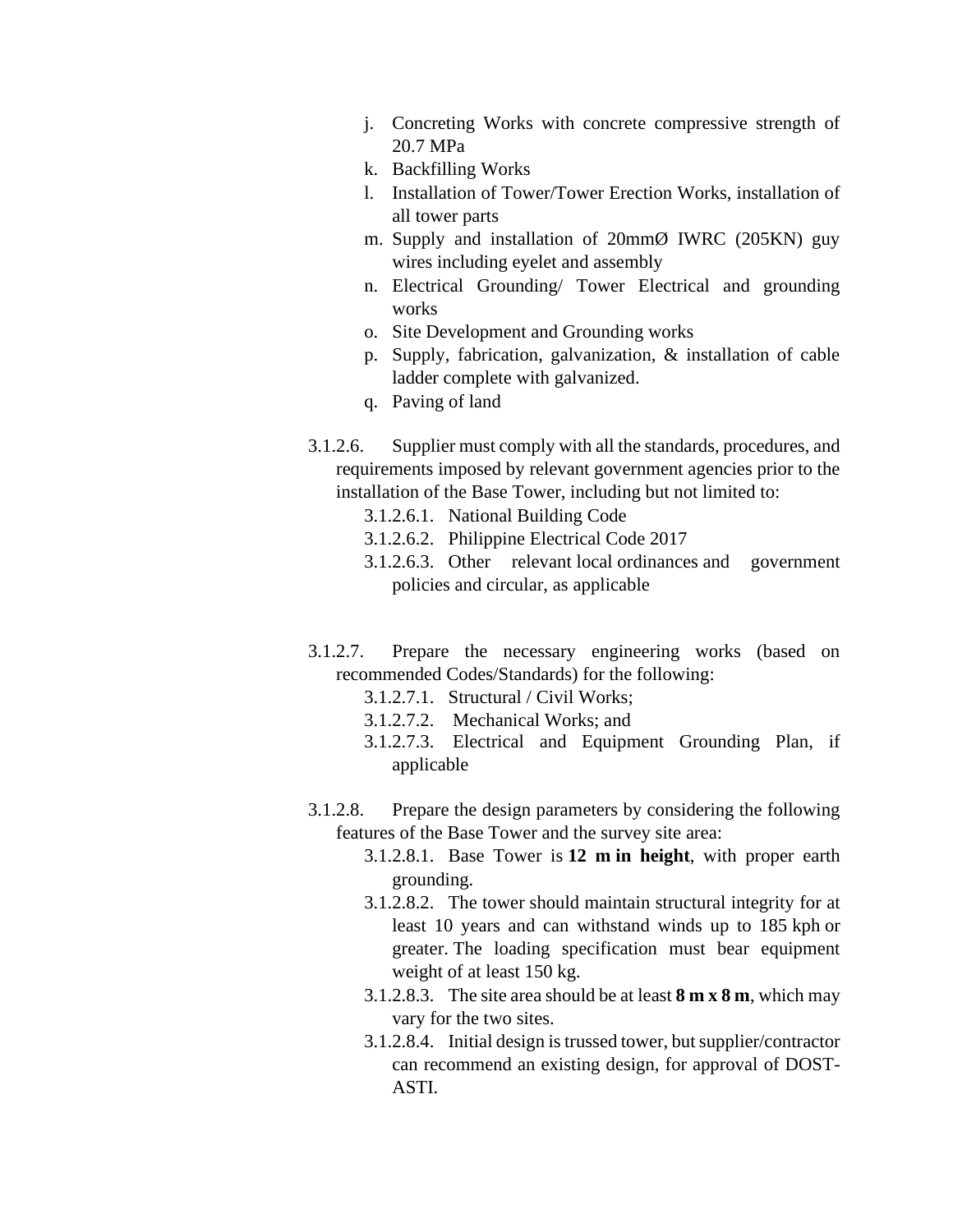j. Concreting Works with concrete compressive strength of 20.7 MPa
k. Backfilling Works
l. Installation of Tower/Tower Erection Works, installation of all tower parts
m. Supply and installation of 20mmØ IWRC (205KN) guy wires including eyelet and assembly
n. Electrical Grounding/ Tower Electrical and grounding works
o. Site Development and Grounding works
p. Supply, fabrication, galvanization, & installation of cable ladder complete with galvanized.
q. Paving of land

3.1.2.6. Supplier must comply with all the standards, procedures, and requirements imposed by relevant government agencies prior to the installation of the Base Tower, including but not limited to:

- 3.1.2.6.1. National Building Code
- 3.1.2.6.2. Philippine Electrical Code 2017
- 3.1.2.6.3. Other relevant local ordinances and government policies and circular, as applicable

3.1.2.7. Prepare the necessary engineering works (based on recommended Codes/Standards) for the following:

- 3.1.2.7.1. Structural / Civil Works;
- 3.1.2.7.2. Mechanical Works; and
- 3.1.2.7.3. Electrical and Equipment Grounding Plan, if applicable

3.1.2.8. Prepare the design parameters by considering the following features of the Base Tower and the survey site area:

- 3.1.2.8.1. Base Tower is **12 m in height**, with proper earth grounding.
- 3.1.2.8.2. The tower should maintain structural integrity for at least 10 years and can withstand winds up to 185 kph or greater. The loading specification must bear equipment weight of at least 150 kg.
- 3.1.2.8.3. The site area should be at least **8 m x 8 m**, which may vary for the two sites.
- 3.1.2.8.4. Initial design is trussed tower, but supplier/contractor can recommend an existing design, for approval of DOST-ASTI.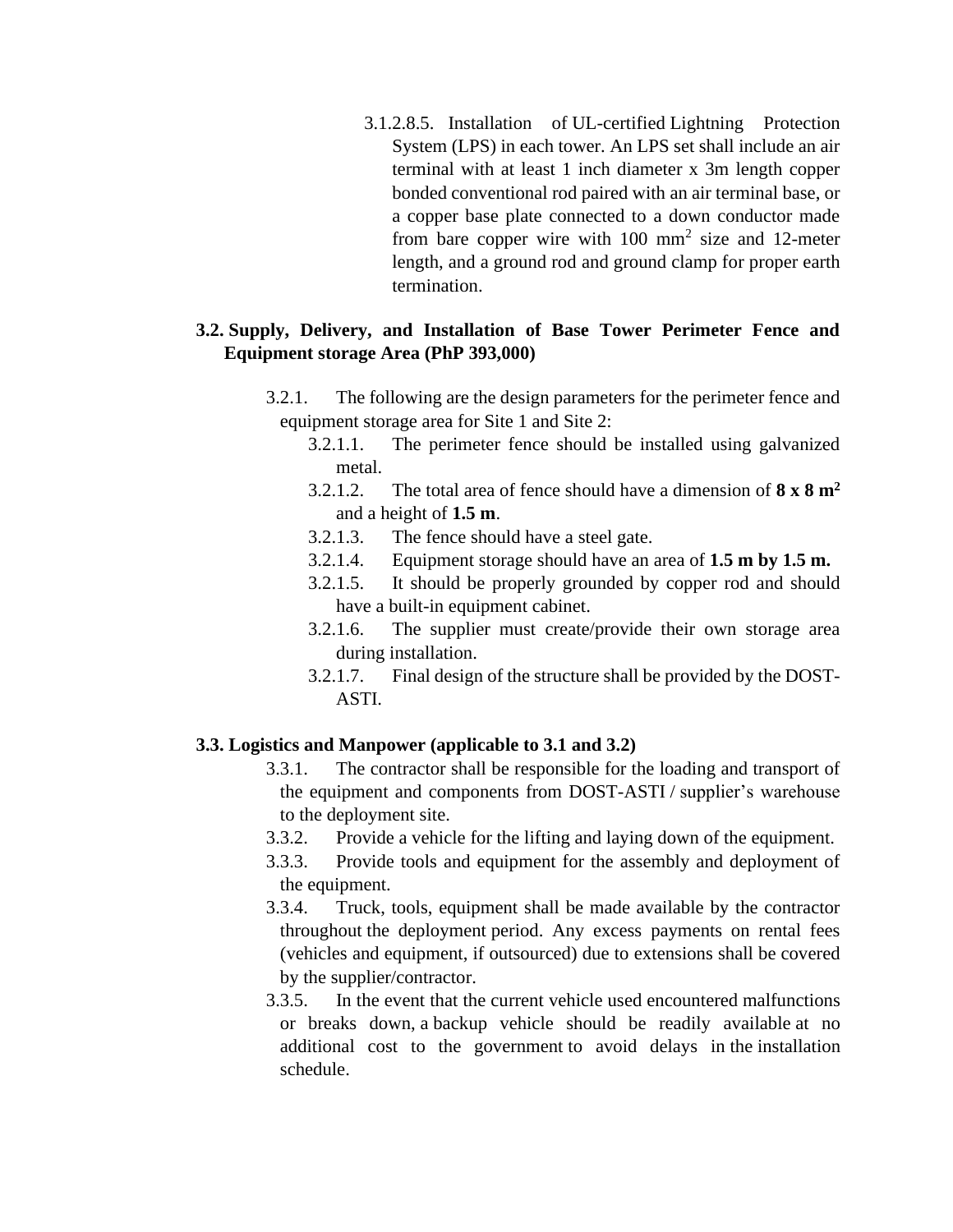3.1.2.8.5. Installation of UL-certified Lightning Protection System (LPS) in each tower. An LPS set shall include an air terminal with at least 1 inch diameter x 3m length copper bonded conventional rod paired with an air terminal base, or a copper base plate connected to a down conductor made from bare copper wire with 100 $mm^2$ size and 12-meter length, and a ground rod and ground clamp for proper earth termination.

## 3.2. Supply, Delivery, and Installation of Base Tower Perimeter Fence and Equipment storage Area (PhP 393,000)

3.2.1. The following are the design parameters for the perimeter fence and equipment storage area for Site 1 and Site 2:

- 3.2.1.1. The perimeter fence should be installed using galvanized metal.
- 3.2.1.2. The total area of fence should have a dimension of **8 x 8 $m^2$** and a height of **1.5 m**.
- 3.2.1.3. The fence should have a steel gate.
- 3.2.1.4. Equipment storage should have an area of **1.5 m by 1.5 m.**
- 3.2.1.5. It should be properly grounded by copper rod and should have a built-in equipment cabinet.
- 3.2.1.6. The supplier must create/provide their own storage area during installation.
- 3.2.1.7. Final design of the structure shall be provided by the DOST-ASTI.

## 3.3. Logistics and Manpower (applicable to 3.1 and 3.2)

3.3.1. The contractor shall be responsible for the loading and transport of the equipment and components from DOST-ASTI / supplier's warehouse to the deployment site.

3.3.2. Provide a vehicle for the lifting and laying down of the equipment.

3.3.3. Provide tools and equipment for the assembly and deployment of the equipment.

3.3.4. Truck, tools, equipment shall be made available by the contractor throughout the deployment period. Any excess payments on rental fees (vehicles and equipment, if outsourced) due to extensions shall be covered by the supplier/contractor.

3.3.5. In the event that the current vehicle used encountered malfunctions or breaks down, a backup vehicle should be readily available at no additional cost to the government to avoid delays in the installation schedule.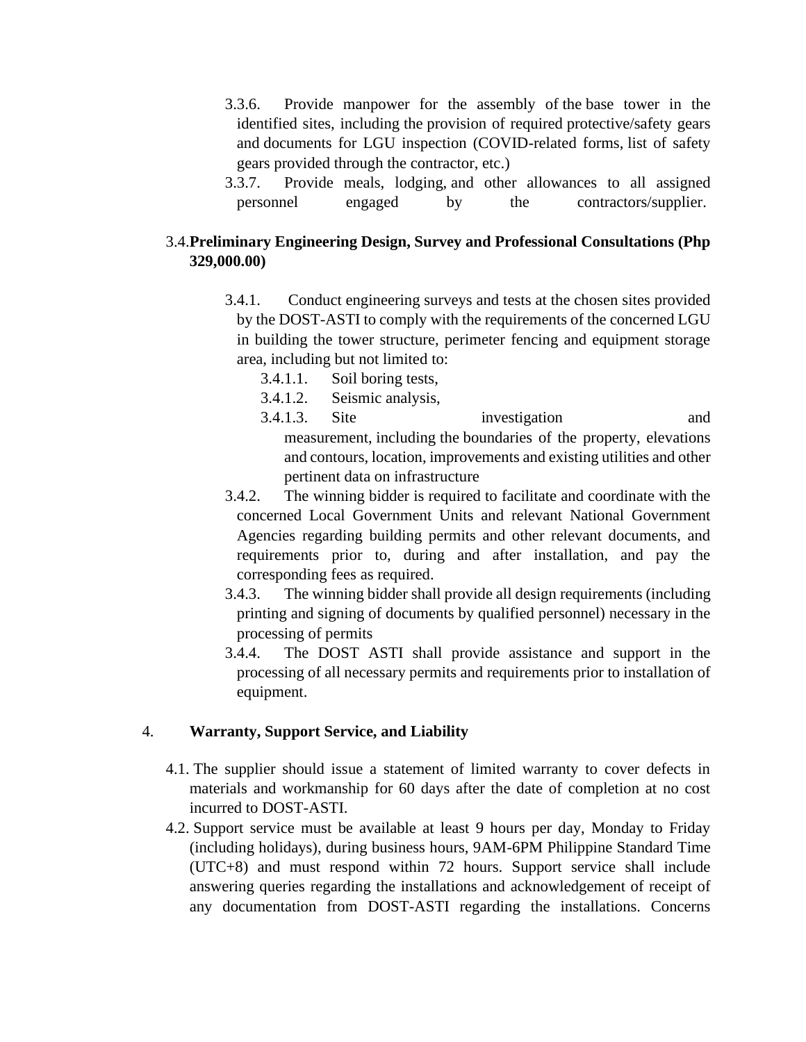3.3.6. Provide manpower for the assembly of the base tower in the identified sites, including the provision of required protective/safety gears and documents for LGU inspection (COVID-related forms, list of safety gears provided through the contractor, etc.)

3.3.7. Provide meals, lodging, and other allowances to all assigned personnel engaged by the contractors/supplier.

3.4. **Preliminary Engineering Design, Survey and Professional Consultations (Php 329,000.00)**

3.4.1. Conduct engineering surveys and tests at the chosen sites provided by the DOST-ASTI to comply with the requirements of the concerned LGU in building the tower structure, perimeter fencing and equipment storage area, including but not limited to:

3.4.1.1. Soil boring tests,

3.4.1.2. Seismic analysis,

3.4.1.3. Site investigation and measurement, including the boundaries of the property, elevations and contours, location, improvements and existing utilities and other pertinent data on infrastructure

3.4.2. The winning bidder is required to facilitate and coordinate with the concerned Local Government Units and relevant National Government Agencies regarding building permits and other relevant documents, and requirements prior to, during and after installation, and pay the corresponding fees as required.

3.4.3. The winning bidder shall provide all design requirements (including printing and signing of documents by qualified personnel) necessary in the processing of permits

3.4.4. The DOST ASTI shall provide assistance and support in the processing of all necessary permits and requirements prior to installation of equipment.

## 4. Warranty, Support Service, and Liability

4.1. The supplier should issue a statement of limited warranty to cover defects in materials and workmanship for 60 days after the date of completion at no cost incurred to DOST-ASTI.

4.2. Support service must be available at least 9 hours per day, Monday to Friday (including holidays), during business hours, 9AM-6PM Philippine Standard Time (UTC+8) and must respond within 72 hours. Support service shall include answering queries regarding the installations and acknowledgement of receipt of any documentation from DOST-ASTI regarding the installations. Concerns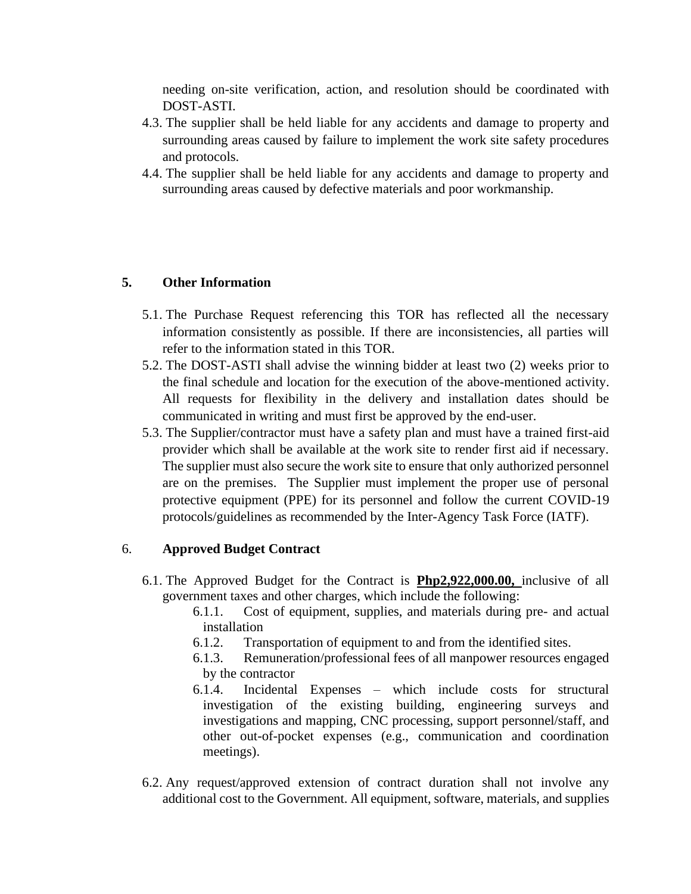needing on-site verification, action, and resolution should be coordinated with DOST-ASTI.

4.3. The supplier shall be held liable for any accidents and damage to property and surrounding areas caused by failure to implement the work site safety procedures and protocols.

4.4. The supplier shall be held liable for any accidents and damage to property and surrounding areas caused by defective materials and poor workmanship.

## 5. Other Information

5.1. The Purchase Request referencing this TOR has reflected all the necessary information consistently as possible. If there are inconsistencies, all parties will refer to the information stated in this TOR.

5.2. The DOST-ASTI shall advise the winning bidder at least two (2) weeks prior to the final schedule and location for the execution of the above-mentioned activity. All requests for flexibility in the delivery and installation dates should be communicated in writing and must first be approved by the end-user.

5.3. The Supplier/contractor must have a safety plan and must have a trained first-aid provider which shall be available at the work site to render first aid if necessary. The supplier must also secure the work site to ensure that only authorized personnel are on the premises. The Supplier must implement the proper use of personal protective equipment (PPE) for its personnel and follow the current COVID-19 protocols/guidelines as recommended by the Inter-Agency Task Force (IATF).

## 6. Approved Budget Contract

6.1. The Approved Budget for the Contract is **Php2,922,000.00,** inclusive of all government taxes and other charges, which include the following:

6.1.1. Cost of equipment, supplies, and materials during pre- and actual installation

6.1.2. Transportation of equipment to and from the identified sites.

6.1.3. Remuneration/professional fees of all manpower resources engaged by the contractor

6.1.4. Incidental Expenses – which include costs for structural investigation of the existing building, engineering surveys and investigations and mapping, CNC processing, support personnel/staff, and other out-of-pocket expenses (e.g., communication and coordination meetings).

6.2. Any request/approved extension of contract duration shall not involve any additional cost to the Government. All equipment, software, materials, and supplies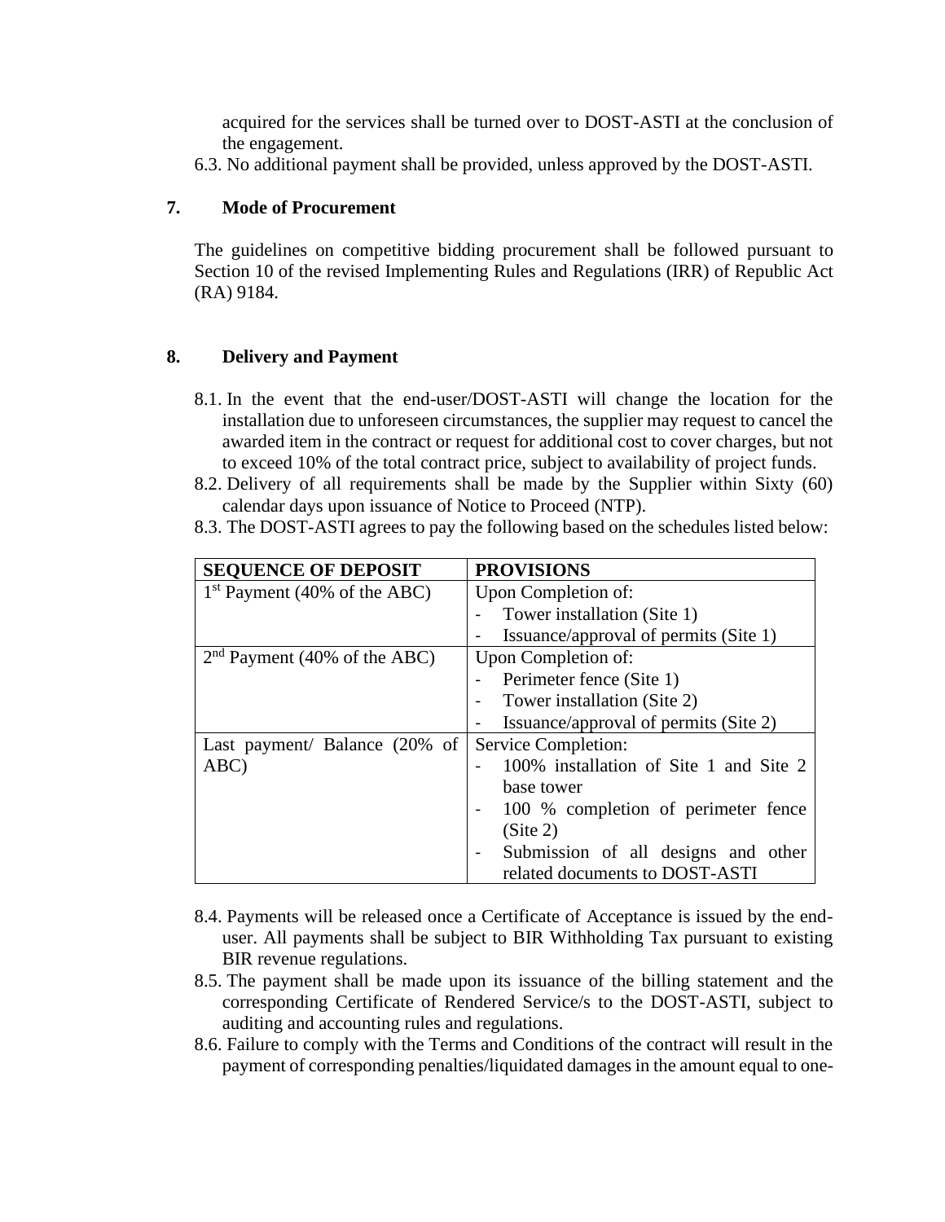acquired for the services shall be turned over to DOST-ASTI at the conclusion of the engagement.

6.3. No additional payment shall be provided, unless approved by the DOST-ASTI.

## 7. Mode of Procurement

The guidelines on competitive bidding procurement shall be followed pursuant to Section 10 of the revised Implementing Rules and Regulations (IRR) of Republic Act (RA) 9184.

## 8. Delivery and Payment

8.1. In the event that the end-user/DOST-ASTI will change the location for the installation due to unforeseen circumstances, the supplier may request to cancel the awarded item in the contract or request for additional cost to cover charges, but not to exceed 10% of the total contract price, subject to availability of project funds.

8.2. Delivery of all requirements shall be made by the Supplier within Sixty (60) calendar days upon issuance of Notice to Proceed (NTP).

8.3. The DOST-ASTI agrees to pay the following based on the schedules listed below:

| SEQUENCE OF DEPOSIT | PROVISIONS |
|---|---|
| 1st Payment (40% of the ABC) | Upon Completion of:<br>- Tower installation (Site 1)<br>- Issuance/approval of permits (Site 1) |
| 2nd Payment (40% of the ABC) | Upon Completion of:<br>- Perimeter fence (Site 1)<br>- Tower installation (Site 2)<br>- Issuance/approval of permits (Site 2) |
| Last payment/ Balance (20% of ABC) | Service Completion:<br>- 100% installation of Site 1 and Site 2 base tower<br>- 100 % completion of perimeter fence (Site 2)<br>- Submission of all designs and other related documents to DOST-ASTI |

8.4. Payments will be released once a Certificate of Acceptance is issued by the end-user. All payments shall be subject to BIR Withholding Tax pursuant to existing BIR revenue regulations.

8.5. The payment shall be made upon its issuance of the billing statement and the corresponding Certificate of Rendered Service/s to the DOST-ASTI, subject to auditing and accounting rules and regulations.

8.6. Failure to comply with the Terms and Conditions of the contract will result in the payment of corresponding penalties/liquidated damages in the amount equal to one-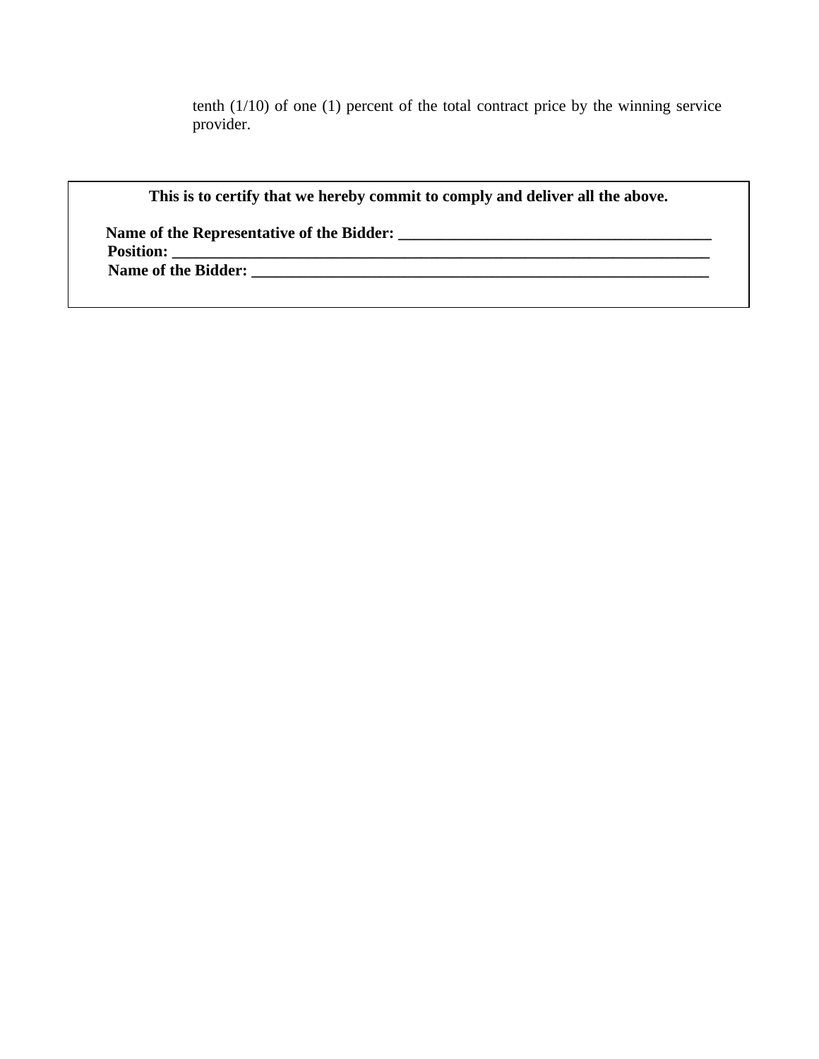tenth (1/10) of one (1) percent of the total contract price by the winning service provider.

**This is to certify that we hereby commit to comply and deliver all the above.**

**Name of the Representative of the Bidder: ________________________________________**
**Position: ________________________________________________________________________**
**Name of the Bidder: _____________________________________________________________**